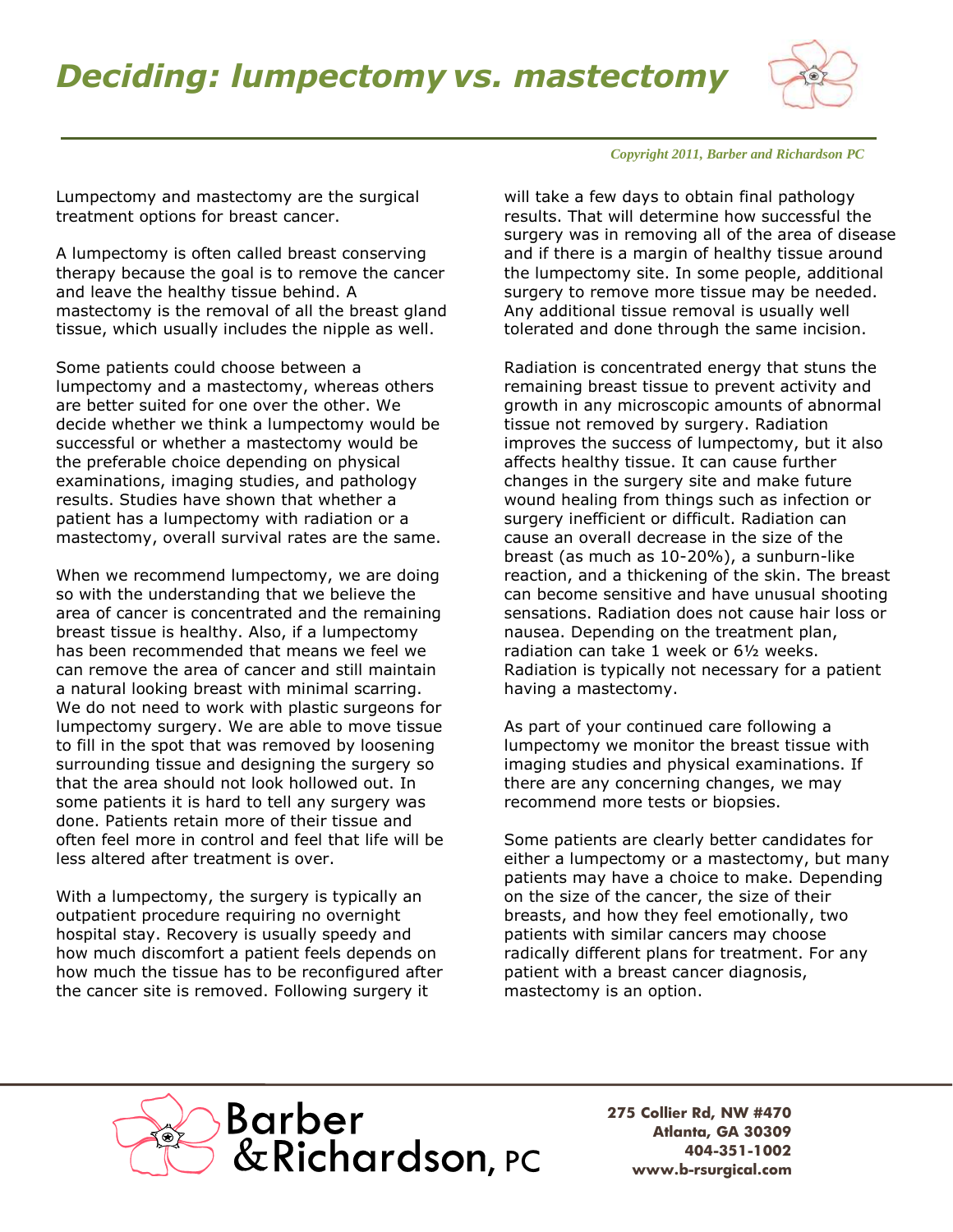# *Deciding: lumpectomy vs. mastectomy*

*Copyright 2011, Barber and Richardson PC*

Lumpectomy and mastectomy are the surgical treatment options for breast cancer.

A lumpectomy is often called breast conserving therapy because the goal is to remove the cancer and leave the healthy tissue behind. A mastectomy is the removal of all the breast gland tissue, which usually includes the nipple as well.

Some patients could choose between a lumpectomy and a mastectomy, whereas others are better suited for one over the other. We decide whether we think a lumpectomy would be successful or whether a mastectomy would be the preferable choice depending on physical examinations, imaging studies, and pathology results. Studies have shown that whether a patient has a lumpectomy with radiation or a mastectomy, overall survival rates are the same.

When we recommend lumpectomy, we are doing so with the understanding that we believe the area of cancer is concentrated and the remaining breast tissue is healthy. Also, if a lumpectomy has been recommended that means we feel we can remove the area of cancer and still maintain a natural looking breast with minimal scarring. We do not need to work with plastic surgeons for lumpectomy surgery. We are able to move tissue to fill in the spot that was removed by loosening surrounding tissue and designing the surgery so that the area should not look hollowed out. In some patients it is hard to tell any surgery was done. Patients retain more of their tissue and often feel more in control and feel that life will be less altered after treatment is over.

With a lumpectomy, the surgery is typically an outpatient procedure requiring no overnight hospital stay. Recovery is usually speedy and how much discomfort a patient feels depends on how much the tissue has to be reconfigured after the cancer site is removed. Following surgery it will take a few days to obtain final pathology results. That will determine how successful the surgery was in removing all of the area of disease and if there is a margin of healthy tissue around the lumpectomy site. In some people, additional surgery to remove more tissue may be needed. Any additional tissue removal is usually well tolerated and done through the same incision.

Radiation is concentrated energy that stuns the remaining breast tissue to prevent activity and growth in any microscopic amounts of abnormal tissue not removed by surgery. Radiation improves the success of lumpectomy, but it also affects healthy tissue. It can cause further changes in the surgery site and make future wound healing from things such as infection or surgery inefficient or difficult. Radiation can cause an overall decrease in the size of the breast (as much as 10-20%), a sunburn-like reaction, and a thickening of the skin. The breast can become sensitive and have unusual shooting sensations. Radiation does not cause hair loss or nausea. Depending on the treatment plan, radiation can take 1 week or 6½ weeks. Radiation is typically not necessary for a patient having a mastectomy.

As part of your continued care following a lumpectomy we monitor the breast tissue with imaging studies and physical examinations. If there are any concerning changes, we may recommend more tests or biopsies.

Some patients are clearly better candidates for either a lumpectomy or a mastectomy, but many patients may have a choice to make. Depending on the size of the cancer, the size of their breasts, and how they feel emotionally, two patients with similar cancers may choose radically different plans for treatment. For any patient with a breast cancer diagnosis, mastectomy is an option.

Barber & Richardson, PC

**275 Collier Rd, NW #470**
**Atlanta, GA 30309**
**404-351-1002**
**www.b-rsurgical.com**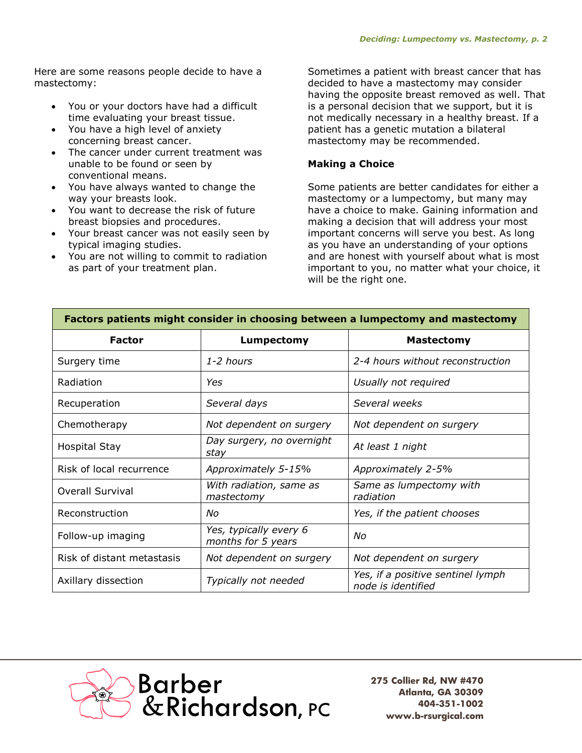Here are some reasons people decide to have a mastectomy:

- You or your doctors have had a difficult time evaluating your breast tissue.
- You have a high level of anxiety concerning breast cancer.
- The cancer under current treatment was unable to be found or seen by conventional means.
- You have always wanted to change the way your breasts look.
- You want to decrease the risk of future breast biopsies and procedures.
- Your breast cancer was not easily seen by typical imaging studies.
- You are not willing to commit to radiation as part of your treatment plan.

Sometimes a patient with breast cancer that has decided to have a mastectomy may consider having the opposite breast removed as well. That is a personal decision that we support, but it is not medically necessary in a healthy breast. If a patient has a genetic mutation a bilateral mastectomy may be recommended.

**Making a Choice**

Some patients are better candidates for either a mastectomy or a lumpectomy, but many may have a choice to make. Gaining information and making a decision that will address your most important concerns will serve you best. As long as you have an understanding of your options and are honest with yourself about what is most important to you, no matter what your choice, it will be the right one.

| Factors patients might consider in choosing between a lumpectomy and mastectomy | | |
|---|---|---|
| **Factor** | **Lumpectomy** | **Mastectomy** |
| Surgery time | *1-2 hours* | *2-4 hours without reconstruction* |
| Radiation | *Yes* | *Usually not required* |
| Recuperation | *Several days* | *Several weeks* |
| Chemotherapy | *Not dependent on surgery* | *Not dependent on surgery* |
| Hospital Stay | *Day surgery, no overnight stay* | *At least 1 night* |
| Risk of local recurrence | *Approximately 5-15%* | *Approximately 2-5%* |
| Overall Survival | *With radiation, same as mastectomy* | *Same as lumpectomy with radiation* |
| Reconstruction | *No* | *Yes, if the patient chooses* |
| Follow-up imaging | *Yes, typically every 6 months for 5 years* | *No* |
| Risk of distant metastasis | *Not dependent on surgery* | *Not dependent on surgery* |
| Axillary dissection | *Typically not needed* | *Yes, if a positive sentinel lymph node is identified* |

Barber & Richardson, PC

**275 Collier Rd, NW #470**
**Atlanta, GA 30309**
**404-351-1002**
**www.b-rsurgical.com**